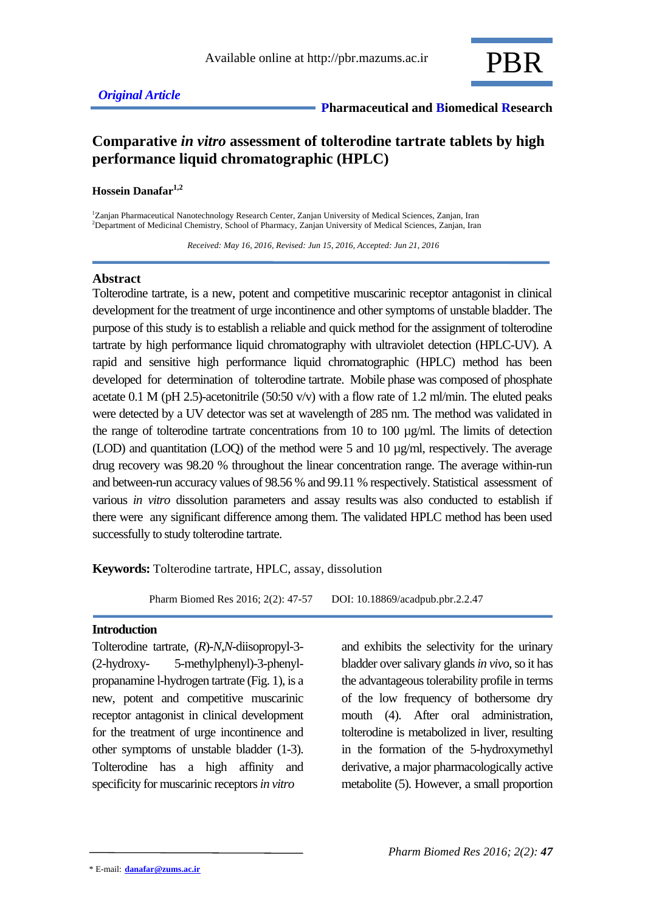Original Article

# Comparative *in vitro* assessment of tolterodine tartrate tablets by high performance liquid chromatographic (HPLC)

**Hossein Danafar**[1,2]

[1]Zanjan Pharmaceutical Nanotechnology Research Center, Zanjan University of Medical Sciences, Zanjan, Iran
[2]Department of Medicinal Chemistry, School of Pharmacy, Zanjan University of Medical Sciences, Zanjan, Iran

*Received: May 16, 2016, Revised: Jun 15, 2016, Accepted: Jun 21, 2016*

## Abstract

Tolterodine tartrate, is a new, potent and competitive muscarinic receptor antagonist in clinical development for the treatment of urge incontinence and other symptoms of unstable bladder. The purpose of this study is to establish a reliable and quick method for the assignment of tolterodine tartrate by high performance liquid chromatography with ultraviolet detection (HPLC-UV). A rapid and sensitive high performance liquid chromatographic (HPLC) method has been developed for determination of tolterodine tartrate. Mobile phase was composed of phosphate acetate 0.1 M (pH 2.5)-acetonitrile (50:50 v/v) with a flow rate of 1.2 ml/min. The eluted peaks were detected by a UV detector was set at wavelength of 285 nm. The method was validated in the range of tolterodine tartrate concentrations from 10 to 100 µg/ml. The limits of detection (LOD) and quantitation (LOQ) of the method were 5 and 10 µg/ml, respectively. The average drug recovery was 98.20 % throughout the linear concentration range. The average within-run and between-run accuracy values of 98.56 % and 99.11 % respectively. Statistical assessment of various *in vitro* dissolution parameters and assay results was also conducted to establish if there were any significant difference among them. The validated HPLC method has been used successfully to study tolterodine tartrate.

**Keywords:** Tolterodine tartrate, HPLC, assay, dissolution

Pharm Biomed Res 2016; 2(2): 47-57 DOI: 10.18869/acadpub.pbr.2.2.47

## Introduction

Tolterodine tartrate, (*R*)-*N*,*N*-diisopropyl-3-(2-hydroxy- 5-methylphenyl)-3-phenyl-propanamine l-hydrogen tartrate (Fig. 1), is a new, potent and competitive muscarinic receptor antagonist in clinical development for the treatment of urge incontinence and other symptoms of unstable bladder (1-3). Tolterodine has a high affinity and specificity for muscarinic receptors *in vitro* and exhibits the selectivity for the urinary bladder over salivary glands *in vivo*, so it has the advantageous tolerability profile in terms of the low frequency of bothersome dry mouth (4). After oral administration, tolterodine is metabolized in liver, resulting in the formation of the 5-hydroxymethyl derivative, a major pharmacologically active metabolite (5). However, a small proportion

* E-mail: danafar@zums.ac.ir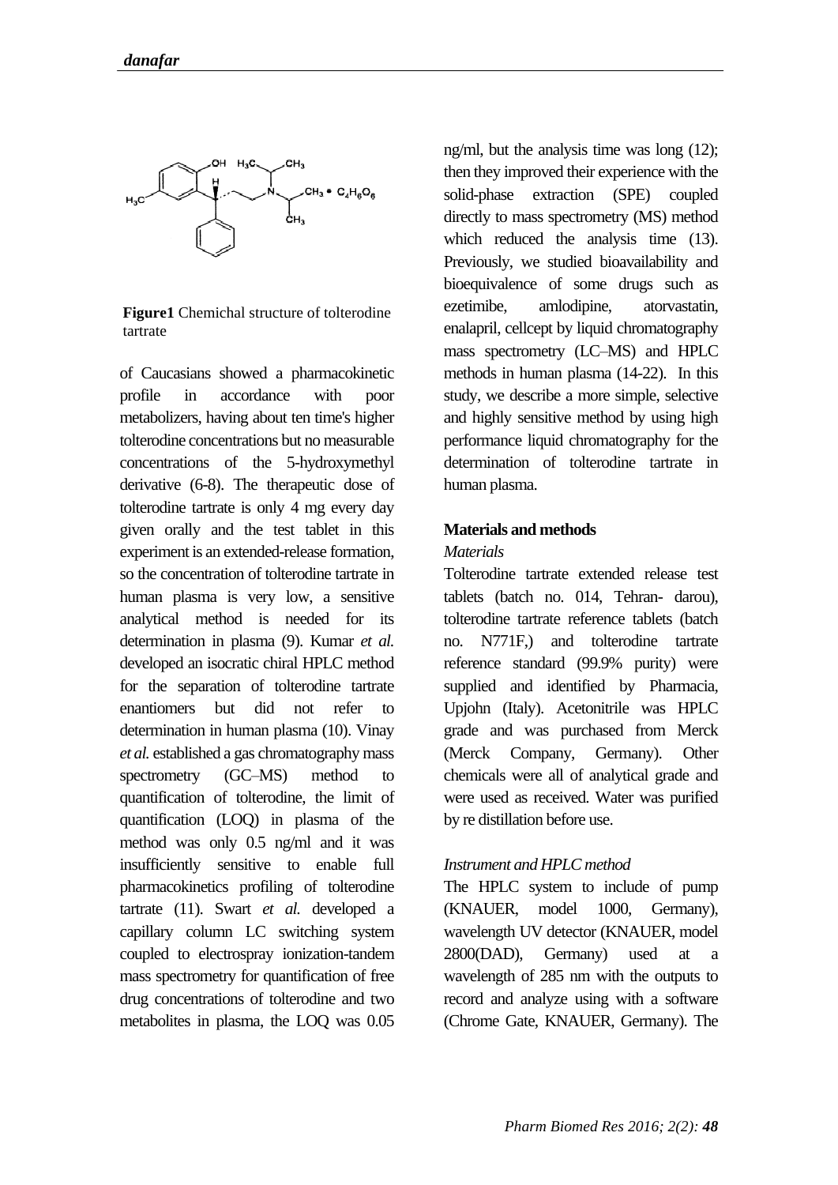**Figure1** Chemichal structure of tolterodine tartrate

of Caucasians showed a pharmacokinetic profile in accordance with poor metabolizers, having about ten time's higher tolterodine concentrations but no measurable concentrations of the 5-hydroxymethyl derivative (6-8). The therapeutic dose of tolterodine tartrate is only 4 mg every day given orally and the test tablet in this experiment is an extended-release formation, so the concentration of tolterodine tartrate in human plasma is very low, a sensitive analytical method is needed for its determination in plasma (9). Kumar *et al.* developed an isocratic chiral HPLC method for the separation of tolterodine tartrate enantiomers but did not refer to determination in human plasma (10). Vinay *et al.* established a gas chromatography mass spectrometry (GC–MS) method to quantification of tolterodine, the limit of quantification (LOQ) in plasma of the method was only 0.5 ng/ml and it was insufficiently sensitive to enable full pharmacokinetics profiling of tolterodine tartrate (11). Swart *et al.* developed a capillary column LC switching system coupled to electrospray ionization-tandem mass spectrometry for quantification of free drug concentrations of tolterodine and two metabolites in plasma, the LOQ was 0.05 ng/ml, but the analysis time was long (12); then they improved their experience with the solid-phase extraction (SPE) coupled directly to mass spectrometry (MS) method which reduced the analysis time (13). Previously, we studied bioavailability and bioequivalence of some drugs such as ezetimibe, amlodipine, atorvastatin, enalapril, cellcept by liquid chromatography mass spectrometry (LC–MS) and HPLC methods in human plasma (14-22). In this study, we describe a more simple, selective and highly sensitive method by using high performance liquid chromatography for the determination of tolterodine tartrate in human plasma.

## Materials and methods

### *Materials*

Tolterodine tartrate extended release test tablets (batch no. 014, Tehran- darou), tolterodine tartrate reference tablets (batch no. N771F,) and tolterodine tartrate reference standard (99.9% purity) were supplied and identified by Pharmacia, Upjohn (Italy). Acetonitrile was HPLC grade and was purchased from Merck (Merck Company, Germany). Other chemicals were all of analytical grade and were used as received. Water was purified by re distillation before use.

### *Instrument and HPLC method*

The HPLC system to include of pump (KNAUER, model 1000, Germany), wavelength UV detector (KNAUER, model 2800(DAD), Germany) used at a wavelength of 285 nm with the outputs to record and analyze using with a software (Chrome Gate, KNAUER, Germany). The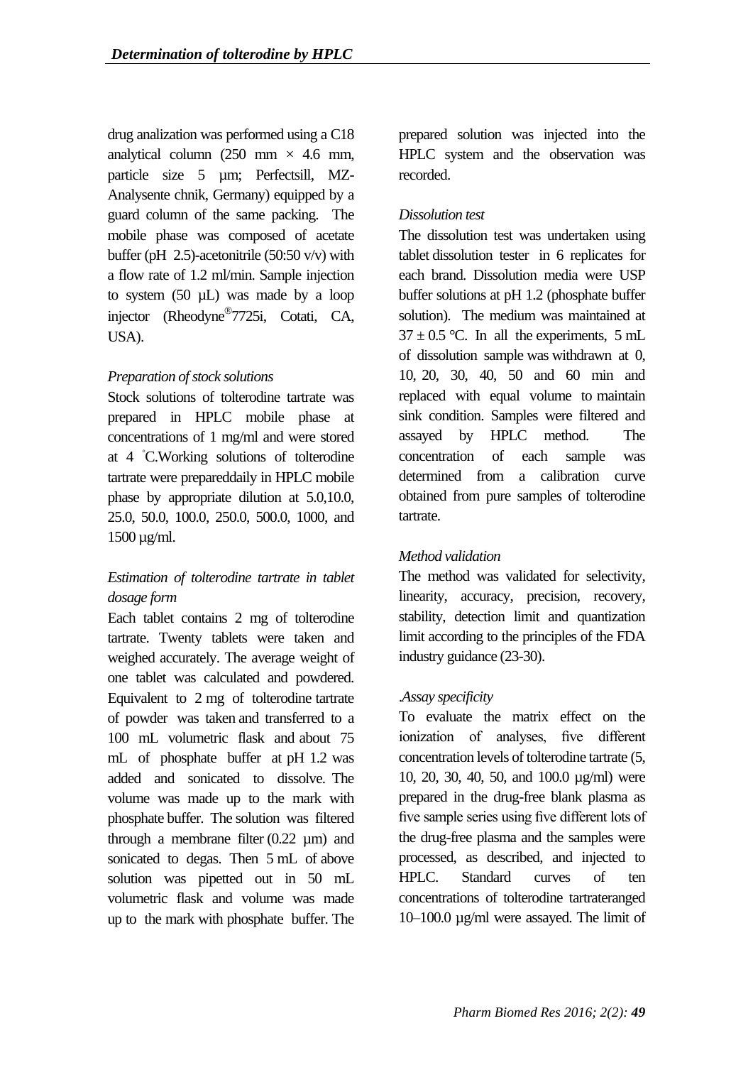drug analization was performed using a C18 analytical column (250 mm × 4.6 mm, particle size 5 µm; Perfectsill, MZ-Analysente chnik, Germany) equipped by a guard column of the same packing. The mobile phase was composed of acetate buffer (pH 2.5)-acetonitrile (50:50 v/v) with a flow rate of 1.2 ml/min. Sample injection to system (50 µL) was made by a loop injector (Rheodyne®7725i, Cotati, CA, USA).

*Preparation of stock solutions*

Stock solutions of tolterodine tartrate was prepared in HPLC mobile phase at concentrations of 1 mg/ml and were stored at 4 °C.Working solutions of tolterodine tartrate were prepareddaily in HPLC mobile phase by appropriate dilution at 5.0,10.0, 25.0, 50.0, 100.0, 250.0, 500.0, 1000, and 1500 µg/ml.

*Estimation of tolterodine tartrate in tablet dosage form*

Each tablet contains 2 mg of tolterodine tartrate. Twenty tablets were taken and weighed accurately. The average weight of one tablet was calculated and powdered. Equivalent to 2 mg of tolterodine tartrate of powder was taken and transferred to a 100 mL volumetric flask and about 75 mL of phosphate buffer at pH 1.2 was added and sonicated to dissolve. The volume was made up to the mark with phosphate buffer. The solution was filtered through a membrane filter (0.22 µm) and sonicated to degas. Then 5 mL of above solution was pipetted out in 50 mL volumetric flask and volume was made up to the mark with phosphate buffer. The prepared solution was injected into the HPLC system and the observation was recorded.

*Dissolution test*

The dissolution test was undertaken using tablet dissolution tester in 6 replicates for each brand. Dissolution media were USP buffer solutions at pH 1.2 (phosphate buffer solution). The medium was maintained at 37 ± 0.5 °C. In all the experiments, 5 mL of dissolution sample was withdrawn at 0, 10, 20, 30, 40, 50 and 60 min and replaced with equal volume to maintain sink condition. Samples were filtered and assayed by HPLC method. The concentration of each sample was determined from a calibration curve obtained from pure samples of tolterodine tartrate.

*Method validation*

The method was validated for selectivity, linearity, accuracy, precision, recovery, stability, detection limit and quantization limit according to the principles of the FDA industry guidance (23-30).

*.Assay specificity*

To evaluate the matrix effect on the ionization of analyses, five different concentration levels of tolterodine tartrate (5, 10, 20, 30, 40, 50, and 100.0 µg/ml) were prepared in the drug-free blank plasma as five sample series using five different lots of the drug-free plasma and the samples were processed, as described, and injected to HPLC. Standard curves of ten concentrations of tolterodine tartrateranged 10–100.0 µg/ml were assayed. The limit of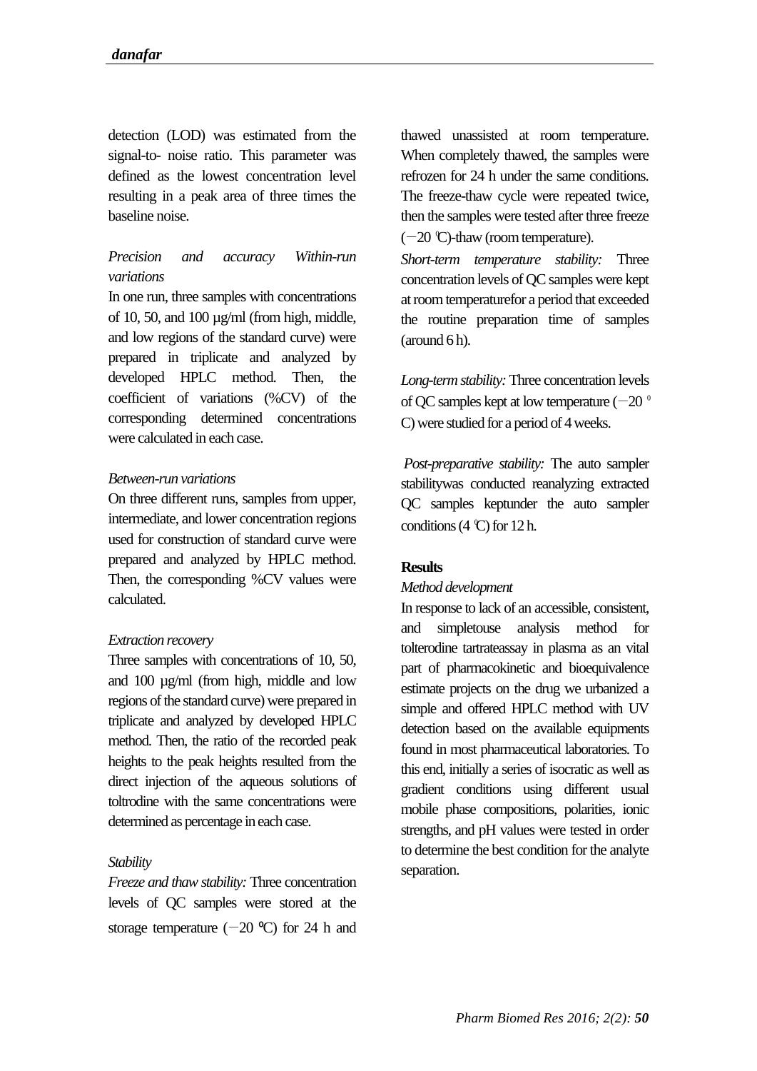detection (LOD) was estimated from the signal-to- noise ratio. This parameter was defined as the lowest concentration level resulting in a peak area of three times the baseline noise.

*Precision and accuracy Within-run variations*

In one run, three samples with concentrations of 10, 50, and 100 µg/ml (from high, middle, and low regions of the standard curve) were prepared in triplicate and analyzed by developed HPLC method. Then, the coefficient of variations (%CV) of the corresponding determined concentrations were calculated in each case.

*Between-run variations*

On three different runs, samples from upper, intermediate, and lower concentration regions used for construction of standard curve were prepared and analyzed by HPLC method. Then, the corresponding %CV values were calculated.

*Extraction recovery*

Three samples with concentrations of 10, 50, and 100 µg/ml (from high, middle and low regions of the standard curve) were prepared in triplicate and analyzed by developed HPLC method. Then, the ratio of the recorded peak heights to the peak heights resulted from the direct injection of the aqueous solutions of toltrodine with the same concentrations were determined as percentage in each case.

*Stability*

*Freeze and thaw stability:* Three concentration levels of QC samples were stored at the storage temperature (−20 ℃) for 24 h and thawed unassisted at room temperature. When completely thawed, the samples were refrozen for 24 h under the same conditions. The freeze-thaw cycle were repeated twice, then the samples were tested after three freeze (−20 ℃)-thaw (room temperature).

*Short-term temperature stability:* Three concentration levels of QC samples were kept at room temperaturefor a period that exceeded the routine preparation time of samples (around 6 h).

*Long-term stability:* Three concentration levels of QC samples kept at low temperature (−20 ℃) were studied for a period of 4 weeks.

*Post-preparative stability:* The auto sampler stabilitywas conducted reanalyzing extracted QC samples keptunder the auto sampler conditions (4 ℃) for 12 h.

## Results

*Method development*

In response to lack of an accessible, consistent, and simpletouse analysis method for tolterodine tartrateassay in plasma as an vital part of pharmacokinetic and bioequivalence estimate projects on the drug we urbanized a simple and offered HPLC method with UV detection based on the available equipments found in most pharmaceutical laboratories. To this end, initially a series of isocratic as well as gradient conditions using different usual mobile phase compositions, polarities, ionic strengths, and pH values were tested in order to determine the best condition for the analyte separation.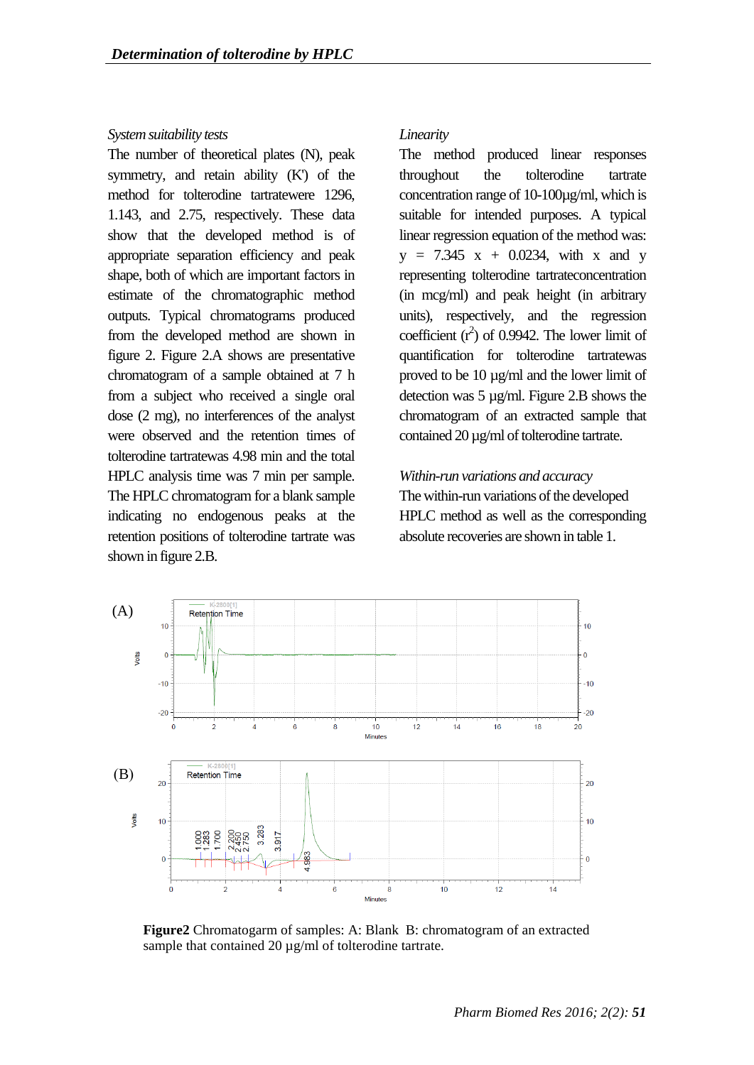*System suitability tests*

The number of theoretical plates (N), peak symmetry, and retain ability (K') of the method for tolterodine tartratewere 1296, 1.143, and 2.75, respectively. These data show that the developed method is of appropriate separation efficiency and peak shape, both of which are important factors in estimate of the chromatographic method outputs. Typical chromatograms produced from the developed method are shown in figure 2. Figure 2.A shows are presentative chromatogram of a sample obtained at 7 h from a subject who received a single oral dose (2 mg), no interferences of the analyst were observed and the retention times of tolterodine tartratewas 4.98 min and the total HPLC analysis time was 7 min per sample. The HPLC chromatogram for a blank sample indicating no endogenous peaks at the retention positions of tolterodine tartrate was shown in figure 2.B.

*Linearity*

The method produced linear responses throughout the tolterodine tartrate concentration range of 10-100µg/ml, which is suitable for intended purposes. A typical linear regression equation of the method was: $y = 7.345x + 0.0234$, with x and y representing tolterodine tartrateconcentration (in mcg/ml) and peak height (in arbitrary units), respectively, and the regression coefficient ($r^2$) of 0.9942. The lower limit of quantification for tolterodine tartratewas proved to be 10 µg/ml and the lower limit of detection was 5 µg/ml. Figure 2.B shows the chromatogram of an extracted sample that contained 20 µg/ml of tolterodine tartrate.

*Within-run variations and accuracy*

The within-run variations of the developed HPLC method as well as the corresponding absolute recoveries are shown in table 1.

**Figure2** Chromatogarm of samples: A: Blank B: chromatogram of an extracted sample that contained 20 µg/ml of tolterodine tartrate.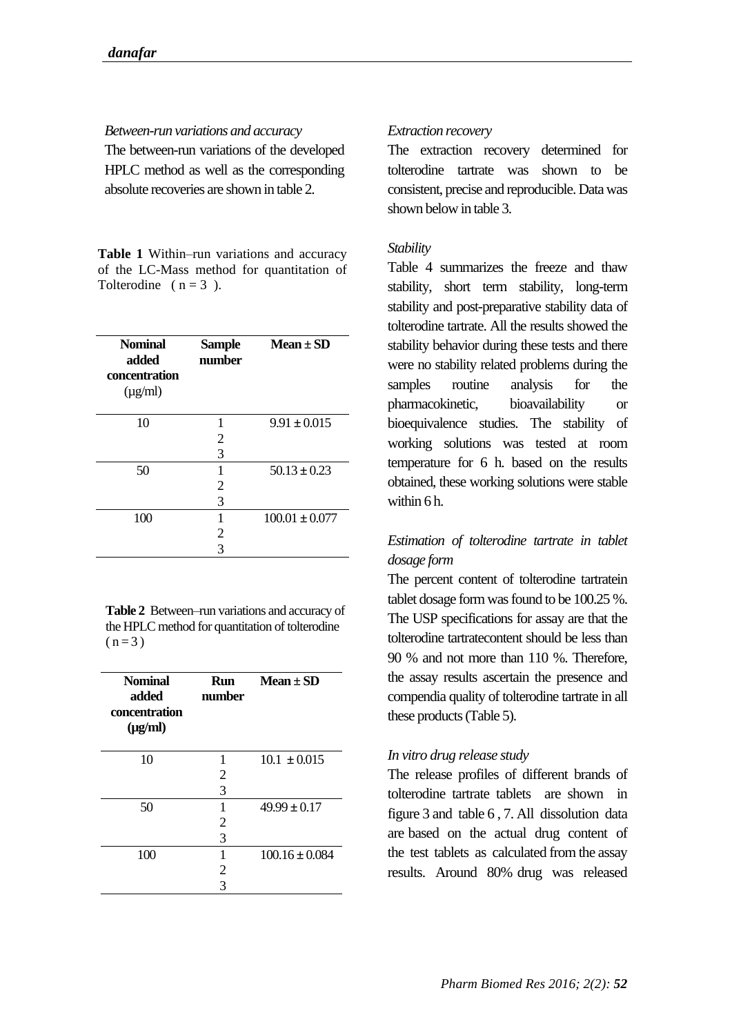*Between-run variations and accuracy*

The between-run variations of the developed HPLC method as well as the corresponding absolute recoveries are shown in table 2.

**Table 1** Within–run variations and accuracy of the LC-Mass method for quantitation of Tolterodine ( n = 3 ).

| Nominal added concentration (µg/ml) | Sample number | Mean ± SD |
|---|---|---|
| 10 | 1 | 9.91 ± 0.015 |
| | 2 | |
| | 3 | |
| 50 | 1 | 50.13 ± 0.23 |
| | 2 | |
| | 3 | |
| 100 | 1 | 100.01 ± 0.077 |
| | 2 | |
| | 3 | |

**Table 2** Between–run variations and accuracy of the HPLC method for quantitation of tolterodine ( n = 3 )

| Nominal added concentration (µg/ml) | Run number | Mean ± SD |
|---|---|---|
| 10 | 1 | 10.1 ± 0.015 |
| | 2 | |
| | 3 | |
| 50 | 1 | 49.99 ± 0.17 |
| | 2 | |
| | 3 | |
| 100 | 1 | 100.16 ± 0.084 |
| | 2 | |
| | 3 | |

*Extraction recovery*

The extraction recovery determined for tolterodine tartrate was shown to be consistent, precise and reproducible. Data was shown below in table 3.

*Stability*

Table 4 summarizes the freeze and thaw stability, short term stability, long-term stability and post-preparative stability data of tolterodine tartrate. All the results showed the stability behavior during these tests and there were no stability related problems during the samples routine analysis for the pharmacokinetic, bioavailability or bioequivalence studies. The stability of working solutions was tested at room temperature for 6 h. based on the results obtained, these working solutions were stable within 6 h.

*Estimation of tolterodine tartrate in tablet dosage form*

The percent content of tolterodine tartratein tablet dosage form was found to be 100.25 %. The USP specifications for assay are that the tolterodine tartratecontent should be less than 90 % and not more than 110 %. Therefore, the assay results ascertain the presence and compendia quality of tolterodine tartrate in all these products (Table 5).

*In vitro drug release study*

The release profiles of different brands of tolterodine tartrate tablets are shown in figure 3 and table 6 , 7. All dissolution data are based on the actual drug content of the test tablets as calculated from the assay results. Around 80% drug was released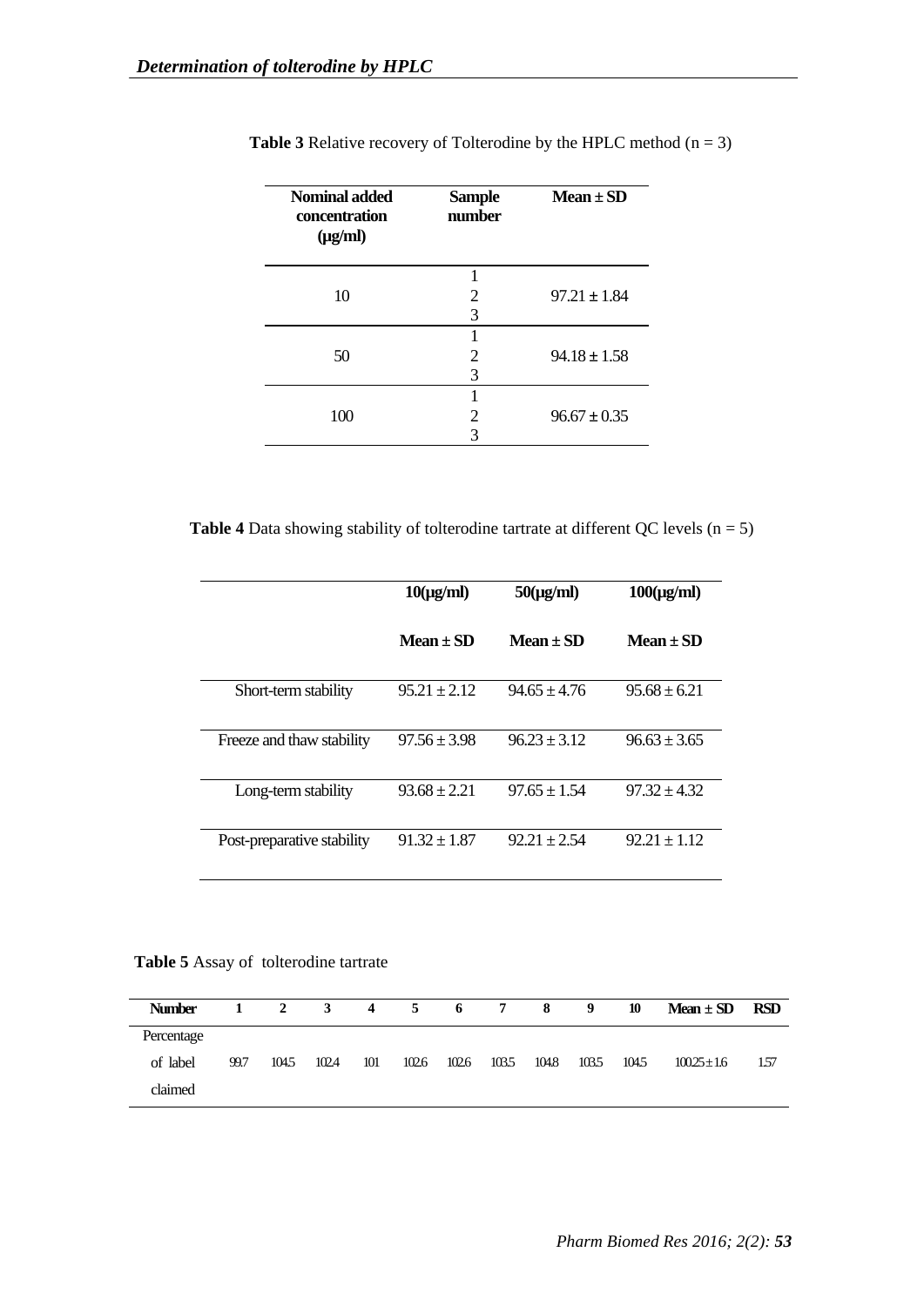**Table 3** Relative recovery of Tolterodine by the HPLC method (n = 3)

| Nominal added concentration (μg/ml) | Sample number | Mean ± SD |
|---|---|---|
| 10 | 1 | |
| | 2 | 97.21 ± 1.84 |
| | 3 | |
| 50 | 1 | |
| | 2 | 94.18 ± 1.58 |
| | 3 | |
| 100 | 1 | |
| | 2 | 96.67 ± 0.35 |
| | 3 | |

**Table 4** Data showing stability of tolterodine tartrate at different QC levels (n = 5)

| | 10(μg/ml) | 50(μg/ml) | 100(μg/ml) |
|---|---|---|---|
| | Mean ± SD | Mean ± SD | Mean ± SD |
| Short-term stability | 95.21 ± 2.12 | 94.65 ± 4.76 | 95.68 ± 6.21 |
| Freeze and thaw stability | 97.56 ± 3.98 | 96.23 ± 3.12 | 96.63 ± 3.65 |
| Long-term stability | 93.68 ± 2.21 | 97.65 ± 1.54 | 97.32 ± 4.32 |
| Post-preparative stability | 91.32 ± 1.87 | 92.21 ± 2.54 | 92.21 ± 1.12 |

**Table 5** Assay of tolterodine tartrate

| Number | 1 | 2 | 3 | 4 | 5 | 6 | 7 | 8 | 9 | 10 | Mean ± SD | RSD |
|---|---|---|---|---|---|---|---|---|---|---|---|---|
| Percentage of label claimed | 99.7 | 104.5 | 102.4 | 101 | 102.6 | 102.6 | 103.5 | 104.8 | 103.5 | 104.5 | 100.25 ± 1.6 | 1.57 |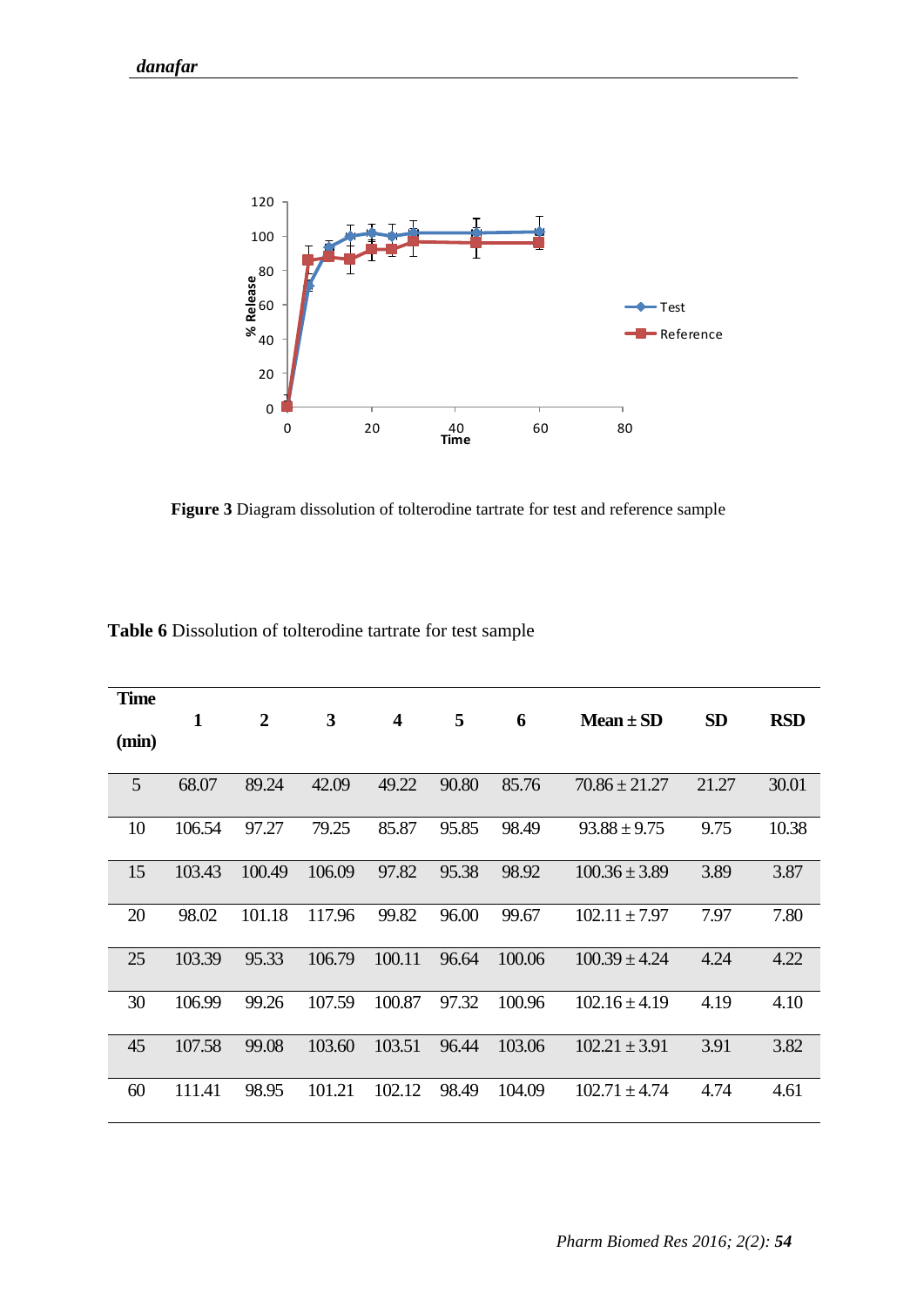**Figure 3** Diagram dissolution of tolterodine tartrate for test and reference sample

**Table 6** Dissolution of tolterodine tartrate for test sample

| Time (min) | 1 | 2 | 3 | 4 | 5 | 6 | Mean ± SD | SD | RSD |
|---|---|---|---|---|---|---|---|---|---|
| 5 | 68.07 | 89.24 | 42.09 | 49.22 | 90.80 | 85.76 | 70.86 ± 21.27 | 21.27 | 30.01 |
| 10 | 106.54 | 97.27 | 79.25 | 85.87 | 95.85 | 98.49 | 93.88 ± 9.75 | 9.75 | 10.38 |
| 15 | 103.43 | 100.49 | 106.09 | 97.82 | 95.38 | 98.92 | 100.36 ± 3.89 | 3.89 | 3.87 |
| 20 | 98.02 | 101.18 | 117.96 | 99.82 | 96.00 | 99.67 | 102.11 ± 7.97 | 7.97 | 7.80 |
| 25 | 103.39 | 95.33 | 106.79 | 100.11 | 96.64 | 100.06 | 100.39 ± 4.24 | 4.24 | 4.22 |
| 30 | 106.99 | 99.26 | 107.59 | 100.87 | 97.32 | 100.96 | 102.16 ± 4.19 | 4.19 | 4.10 |
| 45 | 107.58 | 99.08 | 103.60 | 103.51 | 96.44 | 103.06 | 102.21 ± 3.91 | 3.91 | 3.82 |
| 60 | 111.41 | 98.95 | 101.21 | 102.12 | 98.49 | 104.09 | 102.71 ± 4.74 | 4.74 | 4.61 |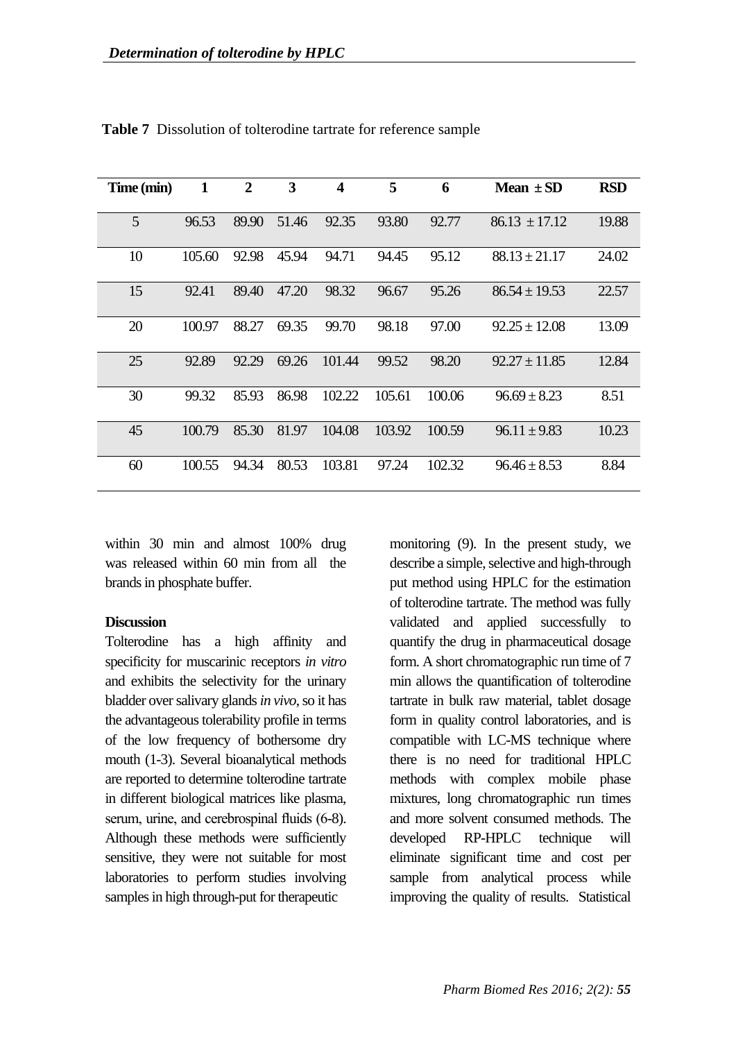**Table 7** Dissolution of tolterodine tartrate for reference sample

| Time (min) | 1 | 2 | 3 | 4 | 5 | 6 | Mean ± SD | RSD |
|---|---|---|---|---|---|---|---|---|
| 5 | 96.53 | 89.90 | 51.46 | 92.35 | 93.80 | 92.77 | 86.13 ± 17.12 | 19.88 |
| 10 | 105.60 | 92.98 | 45.94 | 94.71 | 94.45 | 95.12 | 88.13 ± 21.17 | 24.02 |
| 15 | 92.41 | 89.40 | 47.20 | 98.32 | 96.67 | 95.26 | 86.54 ± 19.53 | 22.57 |
| 20 | 100.97 | 88.27 | 69.35 | 99.70 | 98.18 | 97.00 | 92.25 ± 12.08 | 13.09 |
| 25 | 92.89 | 92.29 | 69.26 | 101.44 | 99.52 | 98.20 | 92.27 ± 11.85 | 12.84 |
| 30 | 99.32 | 85.93 | 86.98 | 102.22 | 105.61 | 100.06 | 96.69 ± 8.23 | 8.51 |
| 45 | 100.79 | 85.30 | 81.97 | 104.08 | 103.92 | 100.59 | 96.11 ± 9.83 | 10.23 |
| 60 | 100.55 | 94.34 | 80.53 | 103.81 | 97.24 | 102.32 | 96.46 ± 8.53 | 8.84 |

within 30 min and almost 100% drug was released within 60 min from all the brands in phosphate buffer.

**Discussion**

Tolterodine has a high affinity and specificity for muscarinic receptors *in vitro* and exhibits the selectivity for the urinary bladder over salivary glands *in vivo*, so it has the advantageous tolerability profile in terms of the low frequency of bothersome dry mouth (1-3). Several bioanalytical methods are reported to determine tolterodine tartrate in different biological matrices like plasma, serum, urine, and cerebrospinal fluids (6-8). Although these methods were sufficiently sensitive, they were not suitable for most laboratories to perform studies involving samples in high through-put for therapeutic monitoring (9). In the present study, we describe a simple, selective and high-through put method using HPLC for the estimation of tolterodine tartrate. The method was fully validated and applied successfully to quantify the drug in pharmaceutical dosage form. A short chromatographic run time of 7 min allows the quantification of tolterodine tartrate in bulk raw material, tablet dosage form in quality control laboratories, and is compatible with LC-MS technique where there is no need for traditional HPLC methods with complex mobile phase mixtures, long chromatographic run times and more solvent consumed methods. The developed RP-HPLC technique will eliminate significant time and cost per sample from analytical process while improving the quality of results. Statistical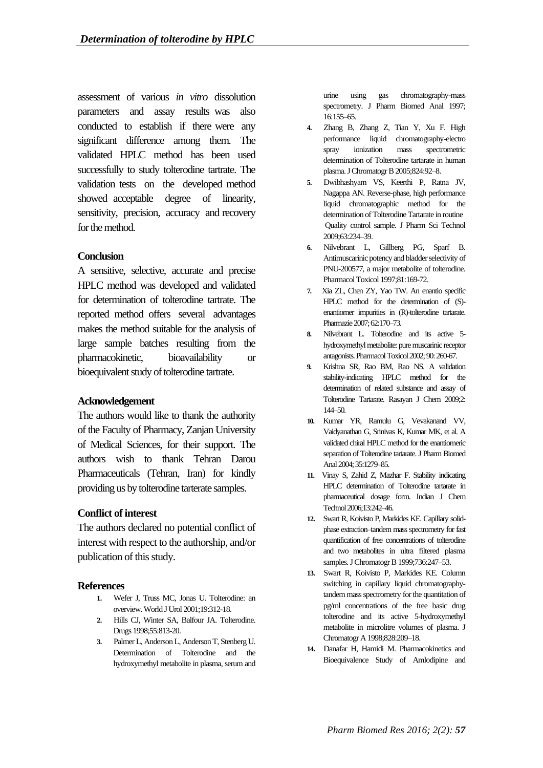assessment of various *in vitro* dissolution parameters and assay results was also conducted to establish if there were any significant difference among them. The validated HPLC method has been used successfully to study tolterodine tartrate. The validation tests on the developed method showed acceptable degree of linearity, sensitivity, precision, accuracy and recovery for the method.

## Conclusion

A sensitive, selective, accurate and precise HPLC method was developed and validated for determination of tolterodine tartrate. The reported method offers several advantages makes the method suitable for the analysis of large sample batches resulting from the pharmacokinetic, bioavailability or bioequivalent study of tolterodine tartrate.

## Acknowledgement

The authors would like to thank the authority of the Faculty of Pharmacy, Zanjan University of Medical Sciences, for their support. The authors wish to thank Tehran Darou Pharmaceuticals (Tehran, Iran) for kindly providing us by tolterodine tarterate samples.

## Conflict of interest

The authors declared no potential conflict of interest with respect to the authorship, and/or publication of this study.

## References

1. Wefer J, Truss MC, Jonas U. Tolterodine: an overview. World J Urol 2001;19:312-18.
2. Hills CJ, Winter SA, Balfour JA. Tolterodine. Drugs 1998;55:813-20.
3. Palmer L, Anderson L, Anderson T, Stenberg U. Determination of Tolterodine and the hydroxymethyl metabolite in plasma, serum and urine using gas chromatography-mass spectrometry. J Pharm Biomed Anal 1997; 16:155–65.
4. Zhang B, Zhang Z, Tian Y, Xu F. High performance liquid chromatography-electro spray ionization mass spectrometric determination of Tolterodine tartarate in human plasma. J Chromatogr B 2005;824:92–8.
5. Dwibhashyam VS, Keerthi P, Ratna JV, Nagappa AN. Reverse-phase, high performance liquid chromatographic method for the determination of Tolterodine Tartarate in routine Quality control sample. J Pharm Sci Technol 2009;63:234–39.
6. Nilvebrant L, Gillberg PG, Sparf B. Antimuscarinic potency and bladder selectivity of PNU-200577, a major metabolite of tolterodine. Pharmacol Toxicol 1997;81:169-72.
7. Xia ZL, Chen ZY, Yao TW. An enantio specific HPLC method for the determination of (S)-enantiomer impurities in (R)-tolterodine tartarate. Pharmazie 2007; 62:170–73.
8. Nilvebrant L. Tolterodine and its active 5-hydroxymethyl metabolite: pure muscarinic receptor antagonists. Pharmacol Toxicol 2002; 90: 260-67.
9. Krishna SR, Rao BM, Rao NS. A validation stability-indicating HPLC method for the determination of related substance and assay of Tolterodine Tartarate. Rasayan J Chem 2009;2: 144–50.
10. Kumar YR, Ramulu G, Vevakanand VV, Vaidyanathan G, Srinivas K, Kumar MK, et al. A validated chiral HPLC method for the enantiomeric separation of Tolterodine tartarate. J Pharm Biomed Anal 2004; 35:1279–85.
11. Vinay S, Zahid Z, Mazhar F. Stability indicating HPLC determination of Tolterodine tartarate in pharmaceutical dosage form. Indian J Chem Technol 2006;13:242–46.
12. Swart R, Koivisto P, Markides KE. Capillary solid-phase extraction–tandem mass spectrometry for fast quantification of free concentrations of tolterodine and two metabolites in ultra filtered plasma samples. J Chromatogr B 1999;736:247–53.
13. Swart R, Koivisto P, Markides KE. Column switching in capillary liquid chromatography-tandem mass spectrometry for the quantitation of pg/ml concentrations of the free basic drug tolterodine and its active 5-hydroxymethyl metabolite in microlitre volumes of plasma. J Chromatogr A 1998;828:209–18.
14. Danafar H, Hamidi M. Pharmacokinetics and Bioequivalence Study of Amlodipine and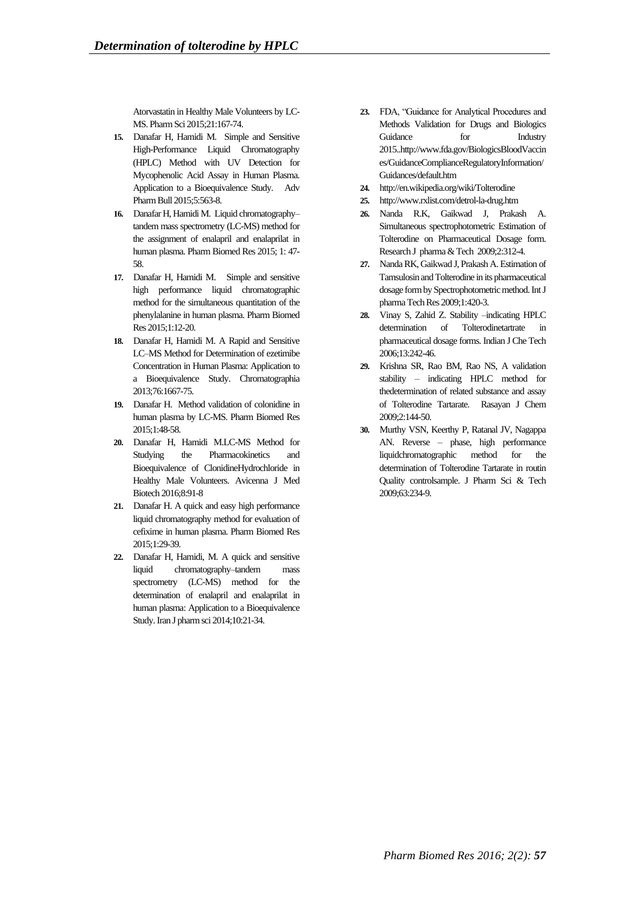Atorvastatin in Healthy Male Volunteers by LC-MS. Pharm Sci 2015;21:167-74.

15. Danafar H, Hamidi M. Simple and Sensitive High-Performance Liquid Chromatography (HPLC) Method with UV Detection for Mycophenolic Acid Assay in Human Plasma. Application to a Bioequivalence Study. Adv Pharm Bull 2015;5:563-8.
16. Danafar H, Hamidi M. Liquid chromatography–tandem mass spectrometry (LC-MS) method for the assignment of enalapril and enalaprilat in human plasma. Pharm Biomed Res 2015; 1: 47-58.
17. Danafar H, Hamidi M. Simple and sensitive high performance liquid chromatographic method for the simultaneous quantitation of the phenylalanine in human plasma. Pharm Biomed Res 2015;1:12-20.
18. Danafar H, Hamidi M. A Rapid and Sensitive LC–MS Method for Determination of ezetimibe Concentration in Human Plasma: Application to a Bioequivalence Study. Chromatographia 2013;76:1667-75.
19. Danafar H. Method validation of colonidine in human plasma by LC-MS. Pharm Biomed Res 2015;1:48-58.
20. Danafar H, Hamidi M.LC-MS Method for Studying the Pharmacokinetics and Bioequivalence of ClonidineHydrochloride in Healthy Male Volunteers. Avicenna J Med Biotech 2016;8:91-8
21. Danafar H. A quick and easy high performance liquid chromatography method for evaluation of cefixime in human plasma. Pharm Biomed Res 2015;1:29-39.
22. Danafar H, Hamidi, M. A quick and sensitive liquid chromatography–tandem mass spectrometry (LC-MS) method for the determination of enalapril and enalaprilat in human plasma: Application to a Bioequivalence Study. Iran J pharm sci 2014;10:21-34.
23. FDA, "Guidance for Analytical Procedures and Methods Validation for Drugs and Biologics Guidance for Industry 2015..http://www.fda.gov/BiologicsBloodVaccines/GuidanceComplianceRegulatoryInformation/Guidances/default.htm
24. http://en.wikipedia.org/wiki/Tolterodine
25. http://www.rxlist.com/detrol-la-drug.htm
26. Nanda R.K, Gaikwad J, Prakash A. Simultaneous spectrophotometric Estimation of Tolterodine on Pharmaceutical Dosage form. Research J pharma & Tech 2009;2:312-4.
27. Nanda RK, Gaikwad J, Prakash A. Estimation of Tamsulosin and Tolterodine in its pharmaceutical dosage form by Spectrophotometric method. Int J pharma Tech Res 2009;1:420-3.
28. Vinay S, Zahid Z. Stability –indicating HPLC determination of Tolterodinetartrate in pharmaceutical dosage forms. Indian J Che Tech 2006;13:242-46.
29. Krishna SR, Rao BM, Rao NS, A validation stability – indicating HPLC method for thedetermination of related substance and assay of Tolterodine Tartarate. Rasayan J Chem 2009;2:144-50.
30. Murthy VSN, Keerthy P, Ratanal JV, Nagappa AN. Reverse – phase, high performance liquidchromatographic method for the determination of Tolterodine Tartarate in routin Quality controlsample. J Pharm Sci & Tech 2009;63:234-9.